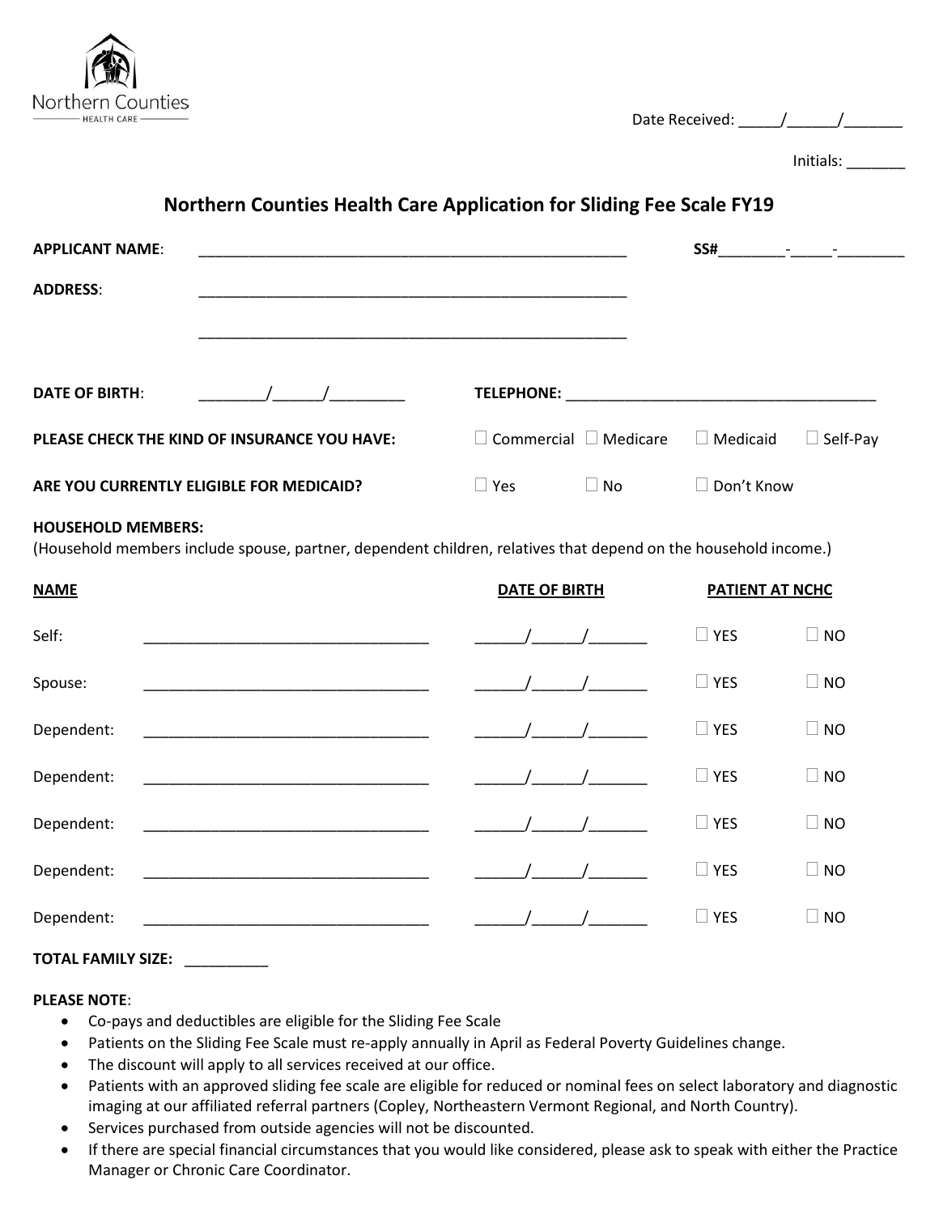Northern Counties
HEALTH CARE

Date Received: _____/______/_______

Initials: _______

## Northern Counties Health Care Application for Sliding Fee Scale FY19

**APPLICANT NAME**: _____________________________________________________ **SS#**________-_____-________

**ADDRESS**: _____________________________________________________

_____________________________________________________

**DATE OF BIRTH**: ________/______/_________ **TELEPHONE:** ______________________________________

**PLEASE CHECK THE KIND OF INSURANCE YOU HAVE:** ☐ Commercial ☐ Medicare ☐ Medicaid ☐ Self-Pay

**ARE YOU CURRENTLY ELIGIBLE FOR MEDICAID?** ☐ Yes ☐ No ☐ Don't Know

**HOUSEHOLD MEMBERS:**
(Household members include spouse, partner, dependent children, relatives that depend on the household income.)

| | **NAME** | **DATE OF BIRTH** | **PATIENT AT NCHC** | |
|---|---|---|---|---|
| Self: | __________________________________ | ______/______/_______ | ☐ YES | ☐ NO |
| Spouse: | __________________________________ | ______/______/_______ | ☐ YES | ☐ NO |
| Dependent: | __________________________________ | ______/______/_______ | ☐ YES | ☐ NO |
| Dependent: | __________________________________ | ______/______/_______ | ☐ YES | ☐ NO |
| Dependent: | __________________________________ | ______/______/_______ | ☐ YES | ☐ NO |
| Dependent: | __________________________________ | ______/______/_______ | ☐ YES | ☐ NO |
| Dependent: | __________________________________ | ______/______/_______ | ☐ YES | ☐ NO |

**TOTAL FAMILY SIZE:** __________

**PLEASE NOTE**:

- Co-pays and deductibles are eligible for the Sliding Fee Scale
- Patients on the Sliding Fee Scale must re-apply annually in April as Federal Poverty Guidelines change.
- The discount will apply to all services received at our office.
- Patients with an approved sliding fee scale are eligible for reduced or nominal fees on select laboratory and diagnostic imaging at our affiliated referral partners (Copley, Northeastern Vermont Regional, and North Country).
- Services purchased from outside agencies will not be discounted.
- If there are special financial circumstances that you would like considered, please ask to speak with either the Practice Manager or Chronic Care Coordinator.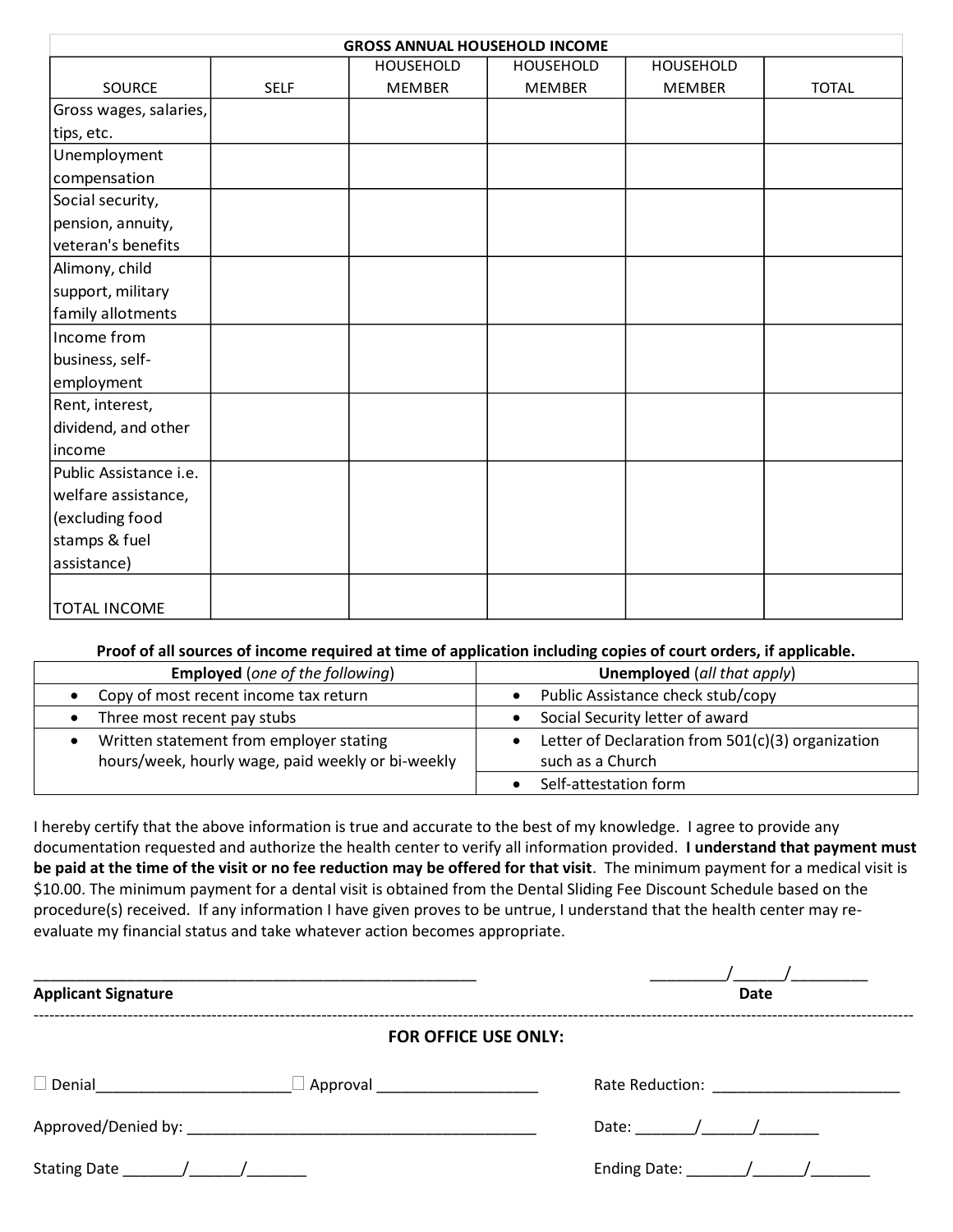| GROSS ANNUAL HOUSEHOLD INCOME | | | | | |
|---|---|---|---|---|---|
| SOURCE | SELF | HOUSEHOLD MEMBER | HOUSEHOLD MEMBER | HOUSEHOLD MEMBER | TOTAL |
| Gross wages, salaries, tips, etc. | | | | | |
| Unemployment compensation | | | | | |
| Social security, pension, annuity, veteran's benefits | | | | | |
| Alimony, child support, military family allotments | | | | | |
| Income from business, self-employment | | | | | |
| Rent, interest, dividend, and other income | | | | | |
| Public Assistance i.e. welfare assistance, (excluding food stamps & fuel assistance) | | | | | |
| TOTAL INCOME | | | | | |

**Proof of all sources of income required at time of application including copies of court orders, if applicable.**

| **Employed** (*one of the following*) | **Unemployed** (*all that apply*) |
|---|---|
| • Copy of most recent income tax return | • Public Assistance check stub/copy |
| • Three most recent pay stubs | • Social Security letter of award |
| • Written statement from employer stating hours/week, hourly wage, paid weekly or bi-weekly | • Letter of Declaration from 501(c)(3) organization such as a Church |
| | • Self-attestation form |

I hereby certify that the above information is true and accurate to the best of my knowledge. I agree to provide any documentation requested and authorize the health center to verify all information provided. **I understand that payment must be paid at the time of the visit or no fee reduction may be offered for that visit**. The minimum payment for a medical visit is $10.00. The minimum payment for a dental visit is obtained from the Dental Sliding Fee Discount Schedule based on the procedure(s) received. If any information I have given proves to be untrue, I understand that the health center may re-evaluate my financial status and take whatever action becomes appropriate.

______________________________________________________ **Applicant Signature**

_________/______/_________ **Date**

---

**FOR OFFICE USE ONLY:**

☐ Denial_______________________ ☐ Approval ___________________

Rate Reduction: ______________________

Approved/Denied by: __________________________________________

Date: _______/______/_______

Stating Date _______/______/_______

Ending Date: _______/______/_______